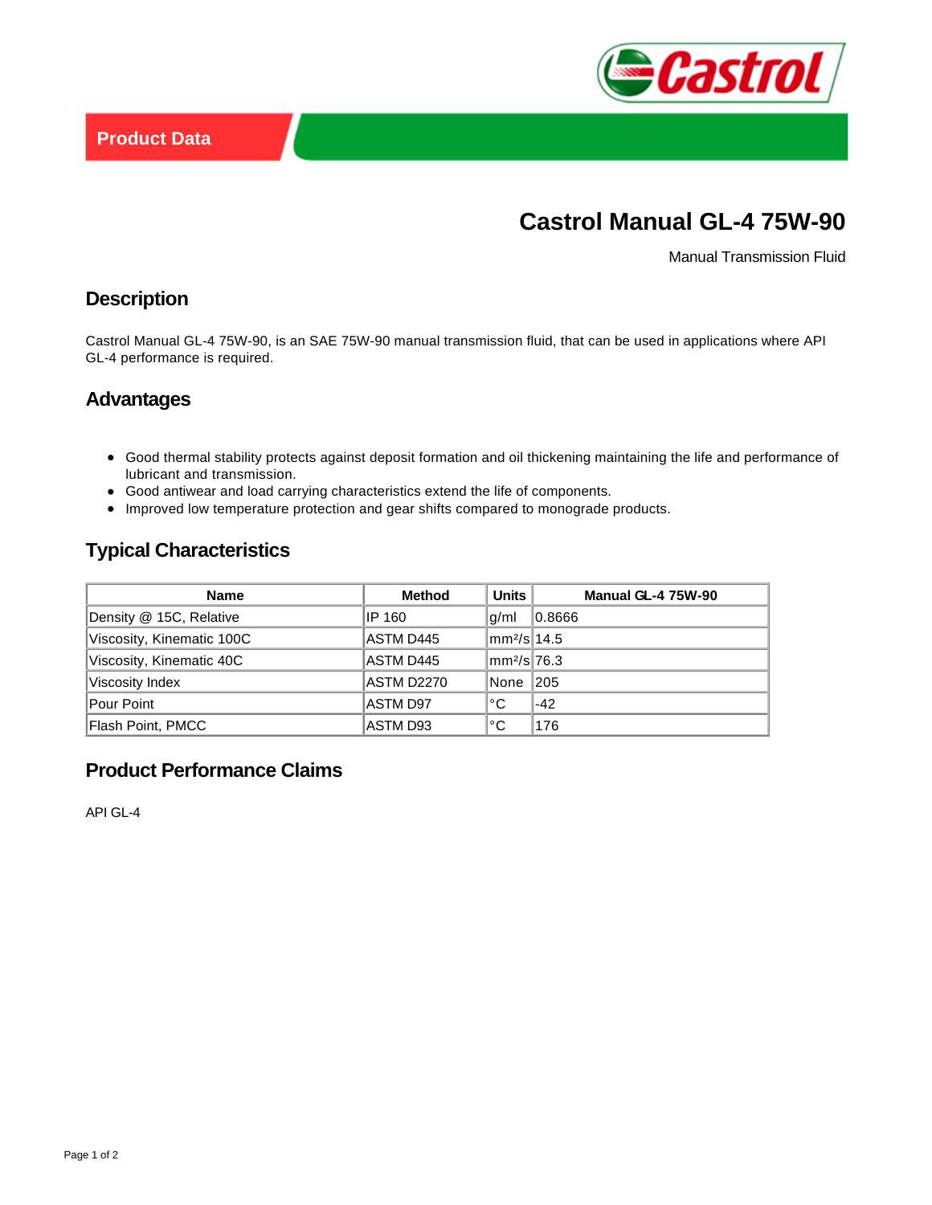Product Data

# Castrol Manual GL-4 75W-90

Manual Transmission Fluid

## Description

Castrol Manual GL-4 75W-90, is an SAE 75W-90 manual transmission fluid, that can be used in applications where API GL-4 performance is required.

## Advantages

- Good thermal stability protects against deposit formation and oil thickening maintaining the life and performance of lubricant and transmission.
- Good antiwear and load carrying characteristics extend the life of components.
- Improved low temperature protection and gear shifts compared to monograde products.

## Typical Characteristics

| Name | Method | Units | Manual GL-4 75W-90 |
|---|---|---|---|
| Density @ 15C, Relative | IP 160 | g/ml | 0.8666 |
| Viscosity, Kinematic 100C | ASTM D445 | mm²/s | 14.5 |
| Viscosity, Kinematic 40C | ASTM D445 | mm²/s | 76.3 |
| Viscosity Index | ASTM D2270 | None | 205 |
| Pour Point | ASTM D97 | °C | -42 |
| Flash Point, PMCC | ASTM D93 | °C | 176 |

## Product Performance Claims

API GL-4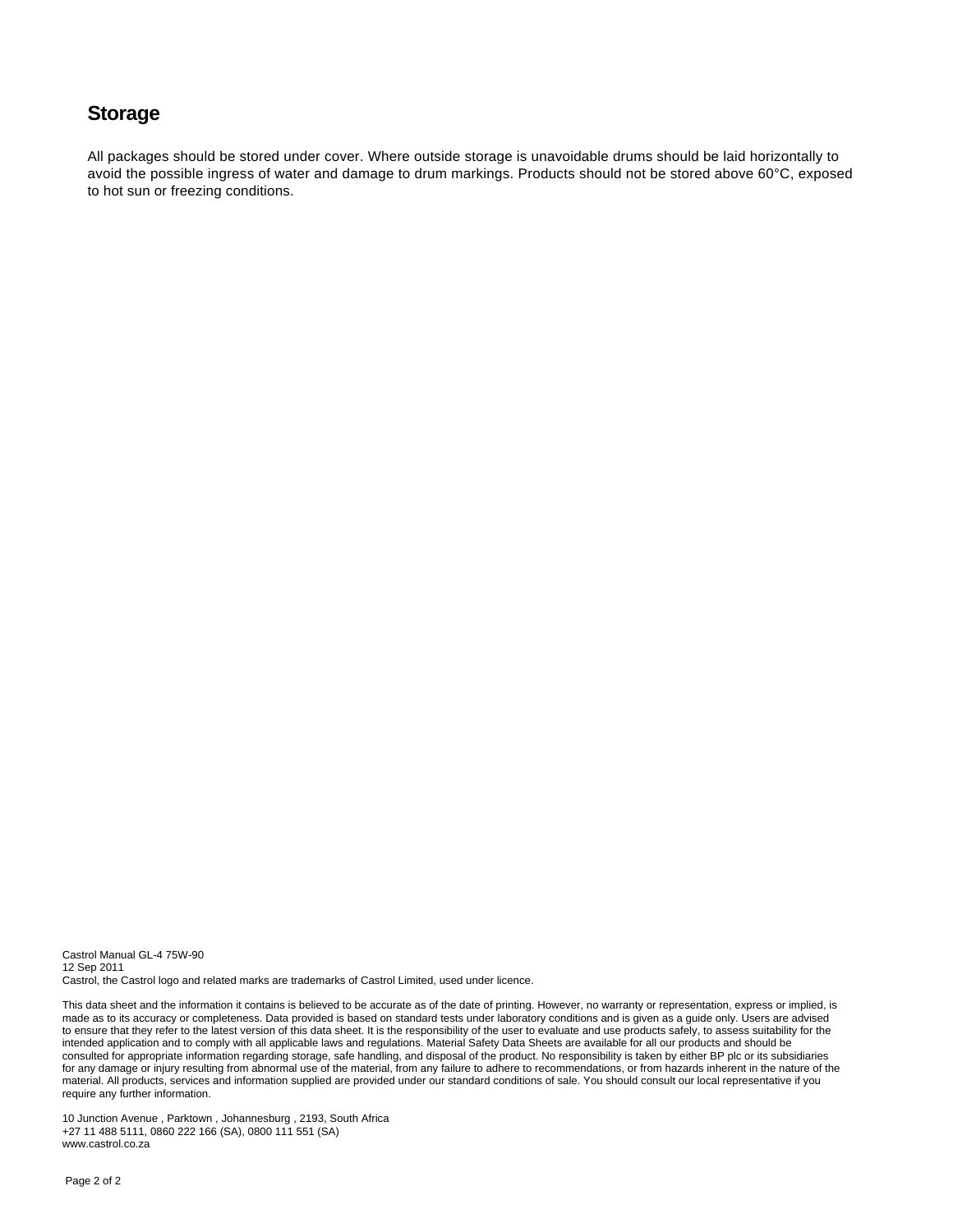## Storage

All packages should be stored under cover. Where outside storage is unavoidable drums should be laid horizontally to avoid the possible ingress of water and damage to drum markings. Products should not be stored above 60°C, exposed to hot sun or freezing conditions.

Castrol Manual GL-4 75W-90
12 Sep 2011
Castrol, the Castrol logo and related marks are trademarks of Castrol Limited, used under licence.

This data sheet and the information it contains is believed to be accurate as of the date of printing. However, no warranty or representation, express or implied, is made as to its accuracy or completeness. Data provided is based on standard tests under laboratory conditions and is given as a guide only. Users are advised to ensure that they refer to the latest version of this data sheet. It is the responsibility of the user to evaluate and use products safely, to assess suitability for the intended application and to comply with all applicable laws and regulations. Material Safety Data Sheets are available for all our products and should be consulted for appropriate information regarding storage, safe handling, and disposal of the product. No responsibility is taken by either BP plc or its subsidiaries for any damage or injury resulting from abnormal use of the material, from any failure to adhere to recommendations, or from hazards inherent in the nature of the material. All products, services and information supplied are provided under our standard conditions of sale. You should consult our local representative if you require any further information.

10 Junction Avenue , Parktown , Johannesburg , 2193, South Africa
+27 11 488 5111, 0860 222 166 (SA), 0800 111 551 (SA)
www.castrol.co.za